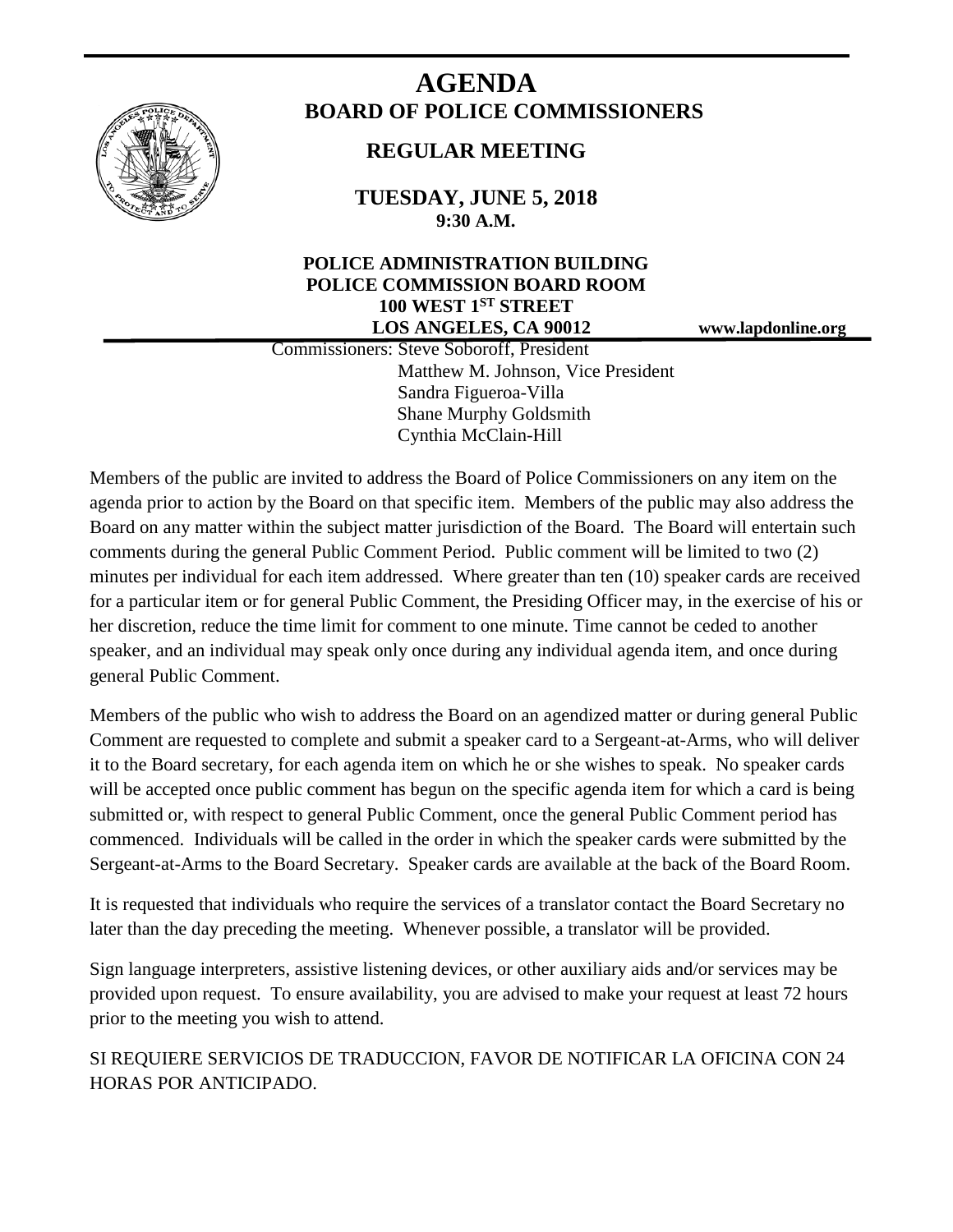# AGENDA

## BOARD OF POLICE COMMISSIONERS

### REGULAR MEETING

**TUESDAY, JUNE 5, 2018**
**9:30 A.M.**

**POLICE ADMINISTRATION BUILDING**
**POLICE COMMISSION BOARD ROOM**
**100 WEST 1ST STREET**
**LOS ANGELES, CA 90012**

**www.lapdonline.org**

Commissioners: Steve Soboroff, President
Matthew M. Johnson, Vice President
Sandra Figueroa-Villa
Shane Murphy Goldsmith
Cynthia McClain-Hill

Members of the public are invited to address the Board of Police Commissioners on any item on the agenda prior to action by the Board on that specific item. Members of the public may also address the Board on any matter within the subject matter jurisdiction of the Board. The Board will entertain such comments during the general Public Comment Period. Public comment will be limited to two (2) minutes per individual for each item addressed. Where greater than ten (10) speaker cards are received for a particular item or for general Public Comment, the Presiding Officer may, in the exercise of his or her discretion, reduce the time limit for comment to one minute. Time cannot be ceded to another speaker, and an individual may speak only once during any individual agenda item, and once during general Public Comment.

Members of the public who wish to address the Board on an agendized matter or during general Public Comment are requested to complete and submit a speaker card to a Sergeant-at-Arms, who will deliver it to the Board secretary, for each agenda item on which he or she wishes to speak. No speaker cards will be accepted once public comment has begun on the specific agenda item for which a card is being submitted or, with respect to general Public Comment, once the general Public Comment period has commenced. Individuals will be called in the order in which the speaker cards were submitted by the Sergeant-at-Arms to the Board Secretary. Speaker cards are available at the back of the Board Room.

It is requested that individuals who require the services of a translator contact the Board Secretary no later than the day preceding the meeting. Whenever possible, a translator will be provided.

Sign language interpreters, assistive listening devices, or other auxiliary aids and/or services may be provided upon request. To ensure availability, you are advised to make your request at least 72 hours prior to the meeting you wish to attend.

SI REQUIERE SERVICIOS DE TRADUCCION, FAVOR DE NOTIFICAR LA OFICINA CON 24 HORAS POR ANTICIPADO.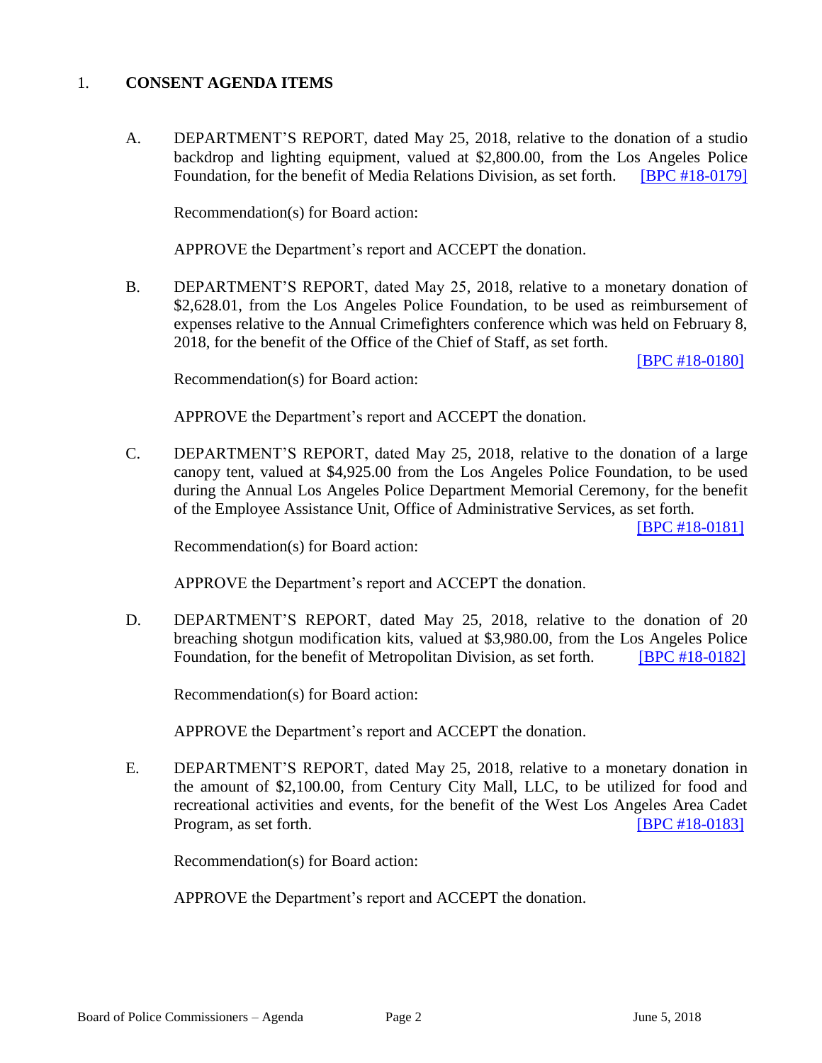## 1. CONSENT AGENDA ITEMS

A. DEPARTMENT'S REPORT, dated May 25, 2018, relative to the donation of a studio backdrop and lighting equipment, valued at $2,800.00, from the Los Angeles Police Foundation, for the benefit of Media Relations Division, as set forth. [BPC #18-0179]

Recommendation(s) for Board action:

APPROVE the Department's report and ACCEPT the donation.

B. DEPARTMENT'S REPORT, dated May 25, 2018, relative to a monetary donation of $2,628.01, from the Los Angeles Police Foundation, to be used as reimbursement of expenses relative to the Annual Crimefighters conference which was held on February 8, 2018, for the benefit of the Office of the Chief of Staff, as set forth. [BPC #18-0180]

Recommendation(s) for Board action:

APPROVE the Department's report and ACCEPT the donation.

C. DEPARTMENT'S REPORT, dated May 25, 2018, relative to the donation of a large canopy tent, valued at $4,925.00 from the Los Angeles Police Foundation, to be used during the Annual Los Angeles Police Department Memorial Ceremony, for the benefit of the Employee Assistance Unit, Office of Administrative Services, as set forth. [BPC #18-0181]

Recommendation(s) for Board action:

APPROVE the Department's report and ACCEPT the donation.

D. DEPARTMENT'S REPORT, dated May 25, 2018, relative to the donation of 20 breaching shotgun modification kits, valued at $3,980.00, from the Los Angeles Police Foundation, for the benefit of Metropolitan Division, as set forth. [BPC #18-0182]

Recommendation(s) for Board action:

APPROVE the Department's report and ACCEPT the donation.

E. DEPARTMENT'S REPORT, dated May 25, 2018, relative to a monetary donation in the amount of $2,100.00, from Century City Mall, LLC, to be utilized for food and recreational activities and events, for the benefit of the West Los Angeles Area Cadet Program, as set forth. [BPC #18-0183]

Recommendation(s) for Board action:

APPROVE the Department's report and ACCEPT the donation.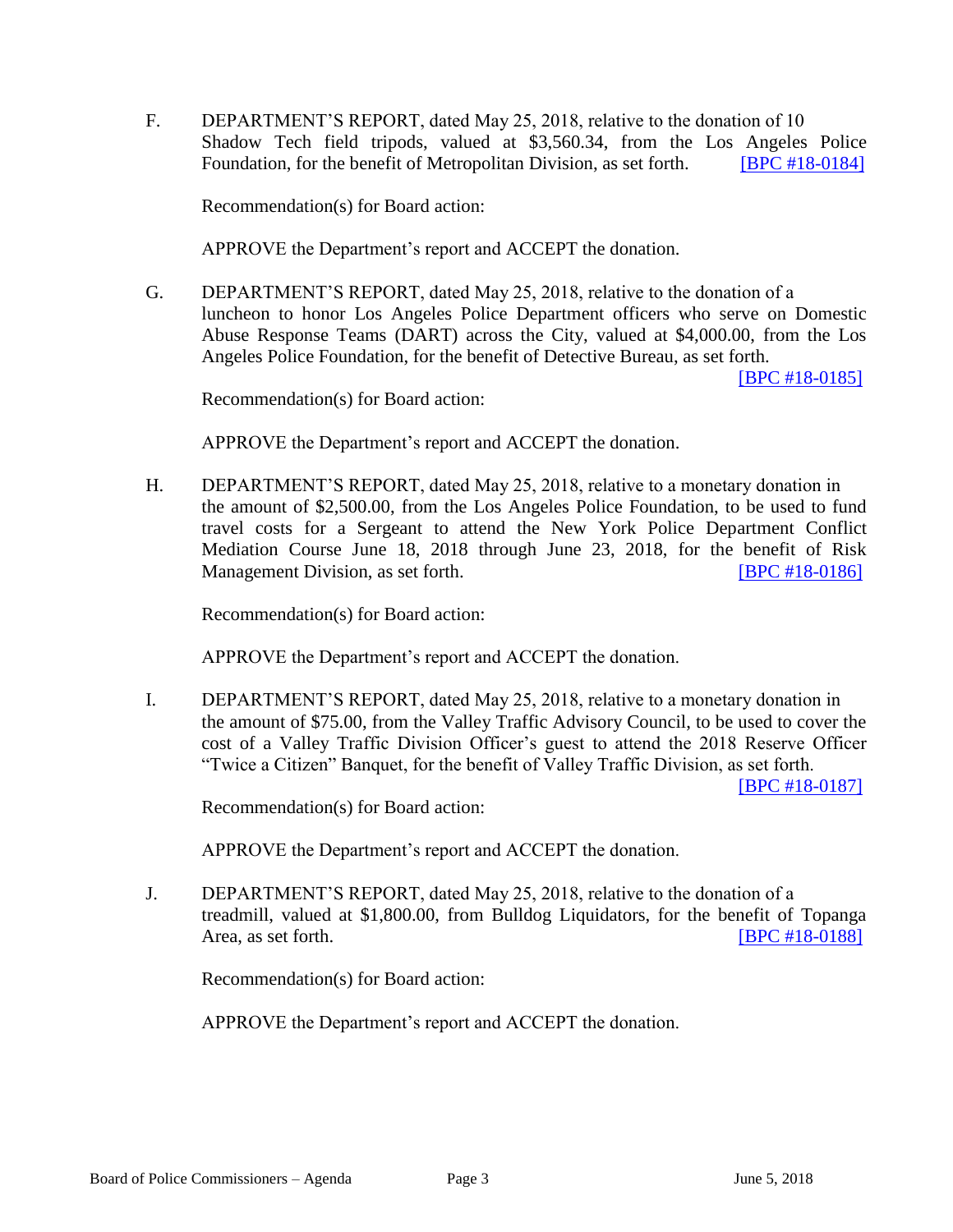F. DEPARTMENT'S REPORT, dated May 25, 2018, relative to the donation of 10 Shadow Tech field tripods, valued at $3,560.34, from the Los Angeles Police Foundation, for the benefit of Metropolitan Division, as set forth. [BPC #18-0184]

Recommendation(s) for Board action:

APPROVE the Department's report and ACCEPT the donation.

G. DEPARTMENT'S REPORT, dated May 25, 2018, relative to the donation of a luncheon to honor Los Angeles Police Department officers who serve on Domestic Abuse Response Teams (DART) across the City, valued at $4,000.00, from the Los Angeles Police Foundation, for the benefit of Detective Bureau, as set forth. [BPC #18-0185]

Recommendation(s) for Board action:

APPROVE the Department's report and ACCEPT the donation.

H. DEPARTMENT'S REPORT, dated May 25, 2018, relative to a monetary donation in the amount of $2,500.00, from the Los Angeles Police Foundation, to be used to fund travel costs for a Sergeant to attend the New York Police Department Conflict Mediation Course June 18, 2018 through June 23, 2018, for the benefit of Risk Management Division, as set forth. [BPC #18-0186]

Recommendation(s) for Board action:

APPROVE the Department's report and ACCEPT the donation.

I. DEPARTMENT'S REPORT, dated May 25, 2018, relative to a monetary donation in the amount of $75.00, from the Valley Traffic Advisory Council, to be used to cover the cost of a Valley Traffic Division Officer's guest to attend the 2018 Reserve Officer "Twice a Citizen" Banquet, for the benefit of Valley Traffic Division, as set forth. [BPC #18-0187]

Recommendation(s) for Board action:

APPROVE the Department's report and ACCEPT the donation.

J. DEPARTMENT'S REPORT, dated May 25, 2018, relative to the donation of a treadmill, valued at $1,800.00, from Bulldog Liquidators, for the benefit of Topanga Area, as set forth. [BPC #18-0188]

Recommendation(s) for Board action:

APPROVE the Department's report and ACCEPT the donation.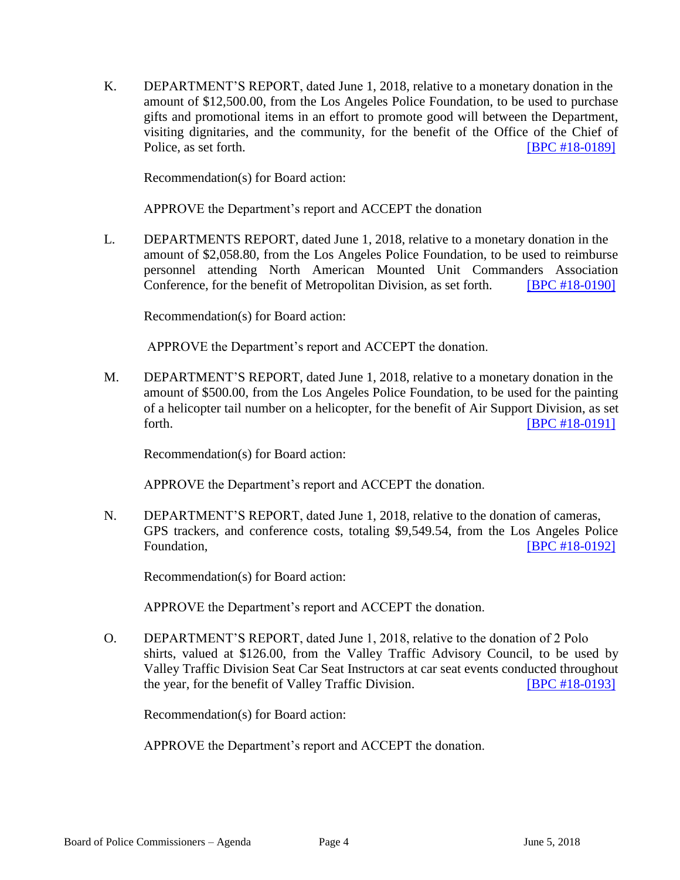K. DEPARTMENT'S REPORT, dated June 1, 2018, relative to a monetary donation in the amount of $12,500.00, from the Los Angeles Police Foundation, to be used to purchase gifts and promotional items in an effort to promote good will between the Department, visiting dignitaries, and the community, for the benefit of the Office of the Chief of Police, as set forth. [BPC #18-0189]

Recommendation(s) for Board action:

APPROVE the Department's report and ACCEPT the donation

L. DEPARTMENTS REPORT, dated June 1, 2018, relative to a monetary donation in the amount of $2,058.80, from the Los Angeles Police Foundation, to be used to reimburse personnel attending North American Mounted Unit Commanders Association Conference, for the benefit of Metropolitan Division, as set forth. [BPC #18-0190]

Recommendation(s) for Board action:

APPROVE the Department's report and ACCEPT the donation.

M. DEPARTMENT'S REPORT, dated June 1, 2018, relative to a monetary donation in the amount of $500.00, from the Los Angeles Police Foundation, to be used for the painting of a helicopter tail number on a helicopter, for the benefit of Air Support Division, as set forth. [BPC #18-0191]

Recommendation(s) for Board action:

APPROVE the Department's report and ACCEPT the donation.

N. DEPARTMENT'S REPORT, dated June 1, 2018, relative to the donation of cameras, GPS trackers, and conference costs, totaling $9,549.54, from the Los Angeles Police Foundation, [BPC #18-0192]

Recommendation(s) for Board action:

APPROVE the Department's report and ACCEPT the donation.

O. DEPARTMENT'S REPORT, dated June 1, 2018, relative to the donation of 2 Polo shirts, valued at $126.00, from the Valley Traffic Advisory Council, to be used by Valley Traffic Division Seat Car Seat Instructors at car seat events conducted throughout the year, for the benefit of Valley Traffic Division. [BPC #18-0193]

Recommendation(s) for Board action:

APPROVE the Department's report and ACCEPT the donation.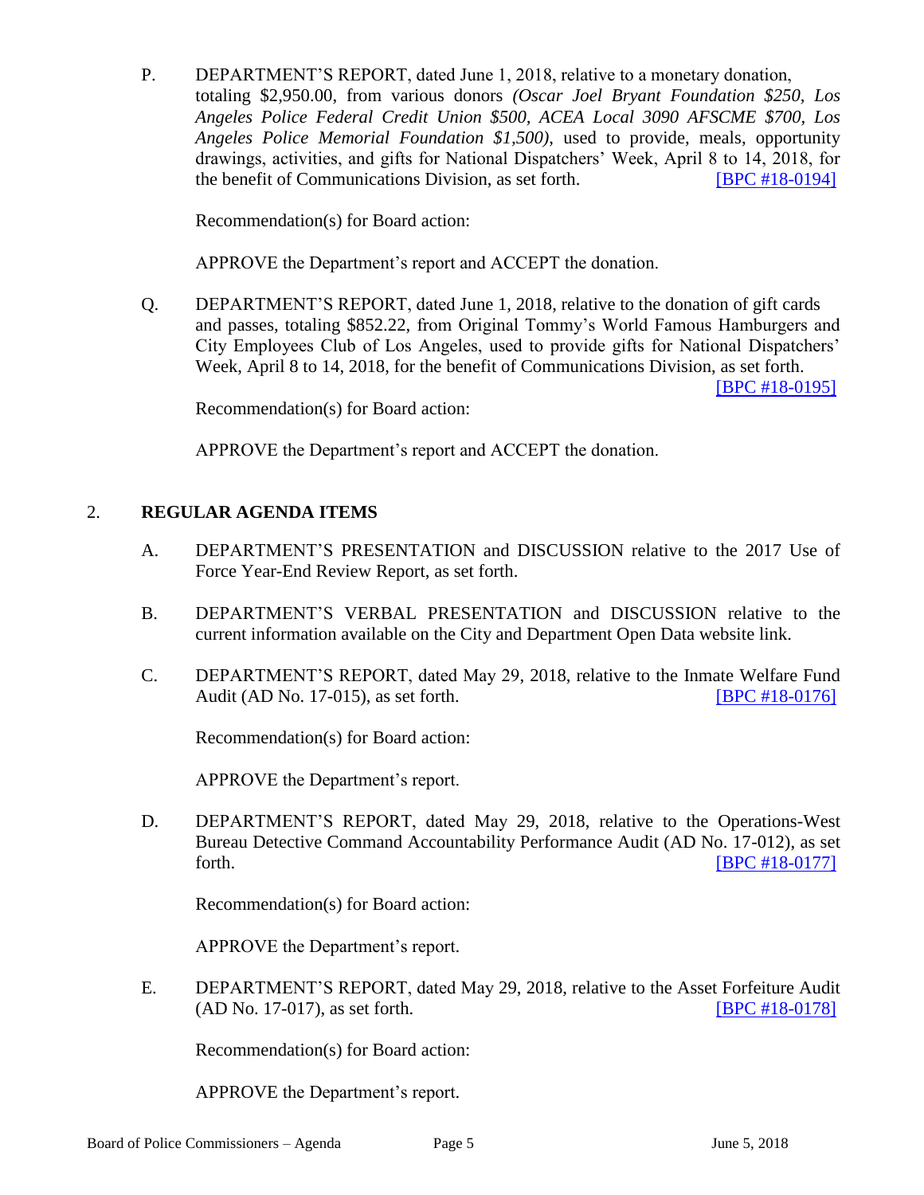P. DEPARTMENT'S REPORT, dated June 1, 2018, relative to a monetary donation, totaling $2,950.00, from various donors *(Oscar Joel Bryant Foundation $250, Los Angeles Police Federal Credit Union $500, ACEA Local 3090 AFSCME $700, Los Angeles Police Memorial Foundation $1,500)*, used to provide, meals, opportunity drawings, activities, and gifts for National Dispatchers' Week, April 8 to 14, 2018, for the benefit of Communications Division, as set forth. [BPC #18-0194]

Recommendation(s) for Board action:

APPROVE the Department's report and ACCEPT the donation.

Q. DEPARTMENT'S REPORT, dated June 1, 2018, relative to the donation of gift cards and passes, totaling $852.22, from Original Tommy's World Famous Hamburgers and City Employees Club of Los Angeles, used to provide gifts for National Dispatchers' Week, April 8 to 14, 2018, for the benefit of Communications Division, as set forth. [BPC #18-0195]

Recommendation(s) for Board action:

APPROVE the Department's report and ACCEPT the donation.

## 2. REGULAR AGENDA ITEMS

A. DEPARTMENT'S PRESENTATION and DISCUSSION relative to the 2017 Use of Force Year-End Review Report, as set forth.

B. DEPARTMENT'S VERBAL PRESENTATION and DISCUSSION relative to the current information available on the City and Department Open Data website link.

C. DEPARTMENT'S REPORT, dated May 29, 2018, relative to the Inmate Welfare Fund Audit (AD No. 17-015), as set forth. [BPC #18-0176]

Recommendation(s) for Board action:

APPROVE the Department's report.

D. DEPARTMENT'S REPORT, dated May 29, 2018, relative to the Operations-West Bureau Detective Command Accountability Performance Audit (AD No. 17-012), as set forth. [BPC #18-0177]

Recommendation(s) for Board action:

APPROVE the Department's report.

E. DEPARTMENT'S REPORT, dated May 29, 2018, relative to the Asset Forfeiture Audit (AD No. 17-017), as set forth. [BPC #18-0178]

Recommendation(s) for Board action:

APPROVE the Department's report.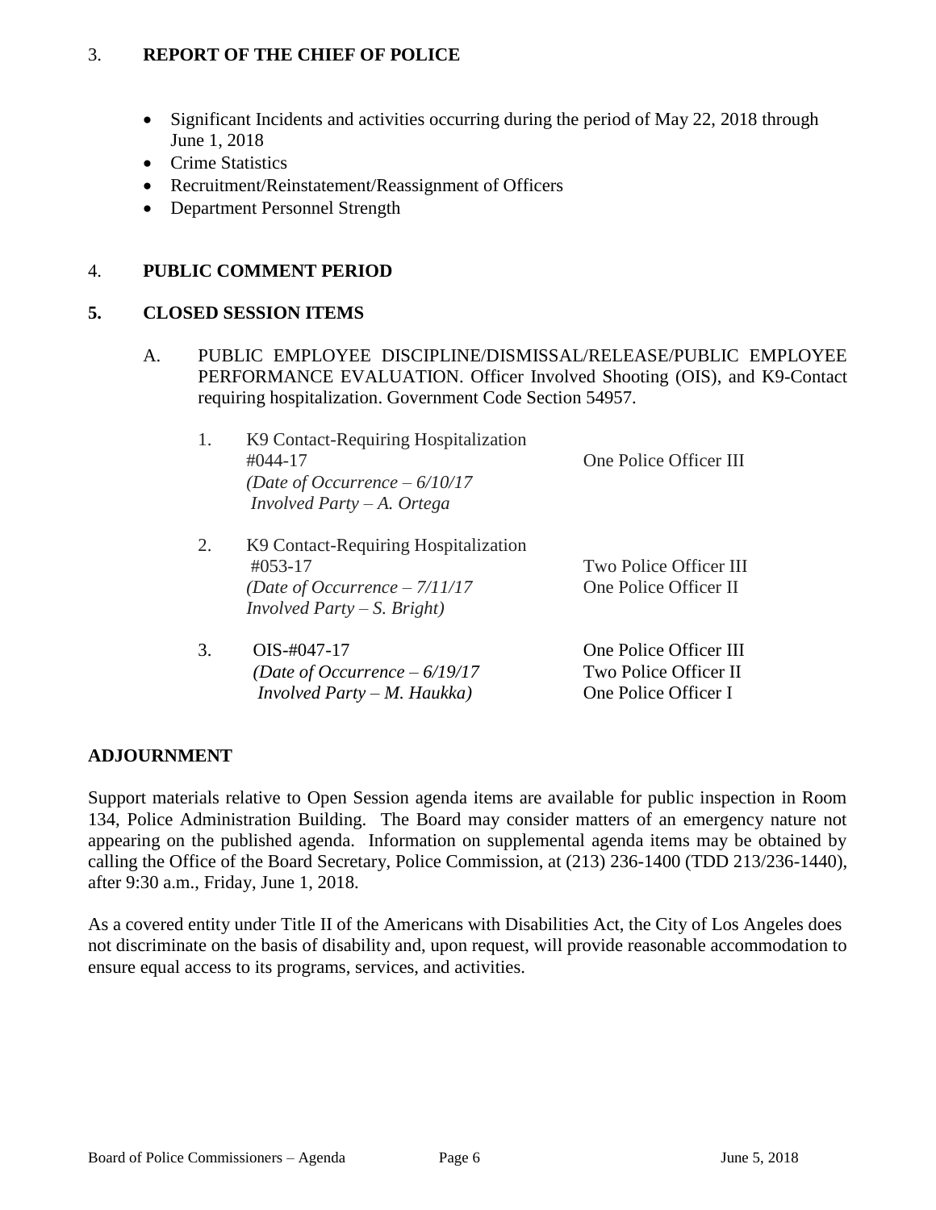3. **REPORT OF THE CHIEF OF POLICE**

- Significant Incidents and activities occurring during the period of May 22, 2018 through June 1, 2018
- Crime Statistics
- Recruitment/Reinstatement/Reassignment of Officers
- Department Personnel Strength

4. **PUBLIC COMMENT PERIOD**

**5. CLOSED SESSION ITEMS**

A. PUBLIC EMPLOYEE DISCIPLINE/DISMISSAL/RELEASE/PUBLIC EMPLOYEE PERFORMANCE EVALUATION. Officer Involved Shooting (OIS), and K9-Contact requiring hospitalization. Government Code Section 54957.

| | | |
|---|---|---|
| 1. | K9 Contact-Requiring Hospitalization #044-17 *(Date of Occurrence – 6/10/17 Involved Party – A. Ortega* | One Police Officer III |
| 2. | K9 Contact-Requiring Hospitalization #053-17 *(Date of Occurrence – 7/11/17 Involved Party – S. Bright)* | Two Police Officer III<br>One Police Officer II |
| 3. | OIS-#047-17 *(Date of Occurrence – 6/19/17 Involved Party – M. Haukka)* | One Police Officer III<br>Two Police Officer II<br>One Police Officer I |

**ADJOURNMENT**

Support materials relative to Open Session agenda items are available for public inspection in Room 134, Police Administration Building. The Board may consider matters of an emergency nature not appearing on the published agenda. Information on supplemental agenda items may be obtained by calling the Office of the Board Secretary, Police Commission, at (213) 236-1400 (TDD 213/236-1440), after 9:30 a.m., Friday, June 1, 2018.

As a covered entity under Title II of the Americans with Disabilities Act, the City of Los Angeles does not discriminate on the basis of disability and, upon request, will provide reasonable accommodation to ensure equal access to its programs, services, and activities.